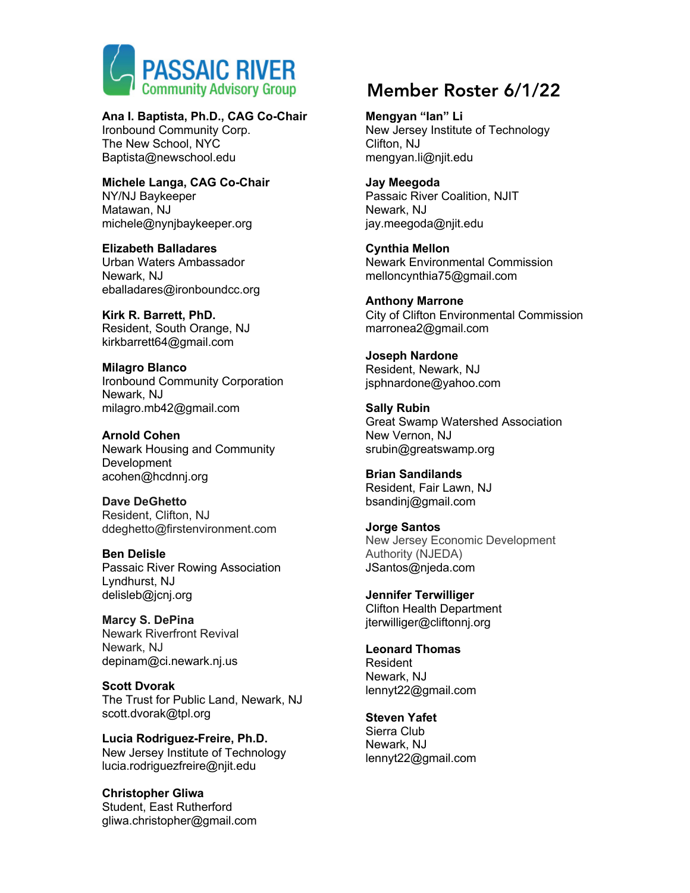# PASSAIC RIVER Community Advisory Group

## Member Roster 6/1/22

**Ana I. Baptista, Ph.D., CAG Co-Chair**
Ironbound Community Corp.
The New School, NYC
Baptista@newschool.edu

**Michele Langa, CAG Co-Chair**
NY/NJ Baykeeper
Matawan, NJ
michele@nynjbaykeeper.org

**Elizabeth Balladares**
Urban Waters Ambassador
Newark, NJ
eballadares@ironboundcc.org

**Kirk R. Barrett, PhD.**
Resident, South Orange, NJ
kirkbarrett64@gmail.com

**Milagro Blanco**
Ironbound Community Corporation
Newark, NJ
milagro.mb42@gmail.com

**Arnold Cohen**
Newark Housing and Community Development
acohen@hcdnnj.org

**Dave DeGhetto**
Resident, Clifton, NJ
ddeghetto@firstenvironment.com

**Ben Delisle**
Passaic River Rowing Association
Lyndhurst, NJ
delisleb@jcnj.org

**Marcy S. DePina**
Newark Riverfront Revival
Newark, NJ
depinam@ci.newark.nj.us

**Scott Dvorak**
The Trust for Public Land, Newark, NJ
scott.dvorak@tpl.org

**Lucia Rodriguez-Freire, Ph.D.**
New Jersey Institute of Technology
lucia.rodriguezfreire@njit.edu

**Christopher Gliwa**
Student, East Rutherford
gliwa.christopher@gmail.com

**Mengyan "Ian" Li**
New Jersey Institute of Technology
Clifton, NJ
mengyan.li@njit.edu

**Jay Meegoda**
Passaic River Coalition, NJIT
Newark, NJ
jay.meegoda@njit.edu

**Cynthia Mellon**
Newark Environmental Commission
melloncynthia75@gmail.com

**Anthony Marrone**
City of Clifton Environmental Commission
marronea2@gmail.com

**Joseph Nardone**
Resident, Newark, NJ
jsphnardone@yahoo.com

**Sally Rubin**
Great Swamp Watershed Association
New Vernon, NJ
srubin@greatswamp.org

**Brian Sandilands**
Resident, Fair Lawn, NJ
bsandinj@gmail.com

**Jorge Santos**
New Jersey Economic Development Authority (NJEDA)
JSantos@njeda.com

**Jennifer Terwilliger**
Clifton Health Department
jterwilliger@cliftonnj.org

**Leonard Thomas**
Resident
Newark, NJ
lennyt22@gmail.com

**Steven Yafet**
Sierra Club
Newark, NJ
lennyt22@gmail.com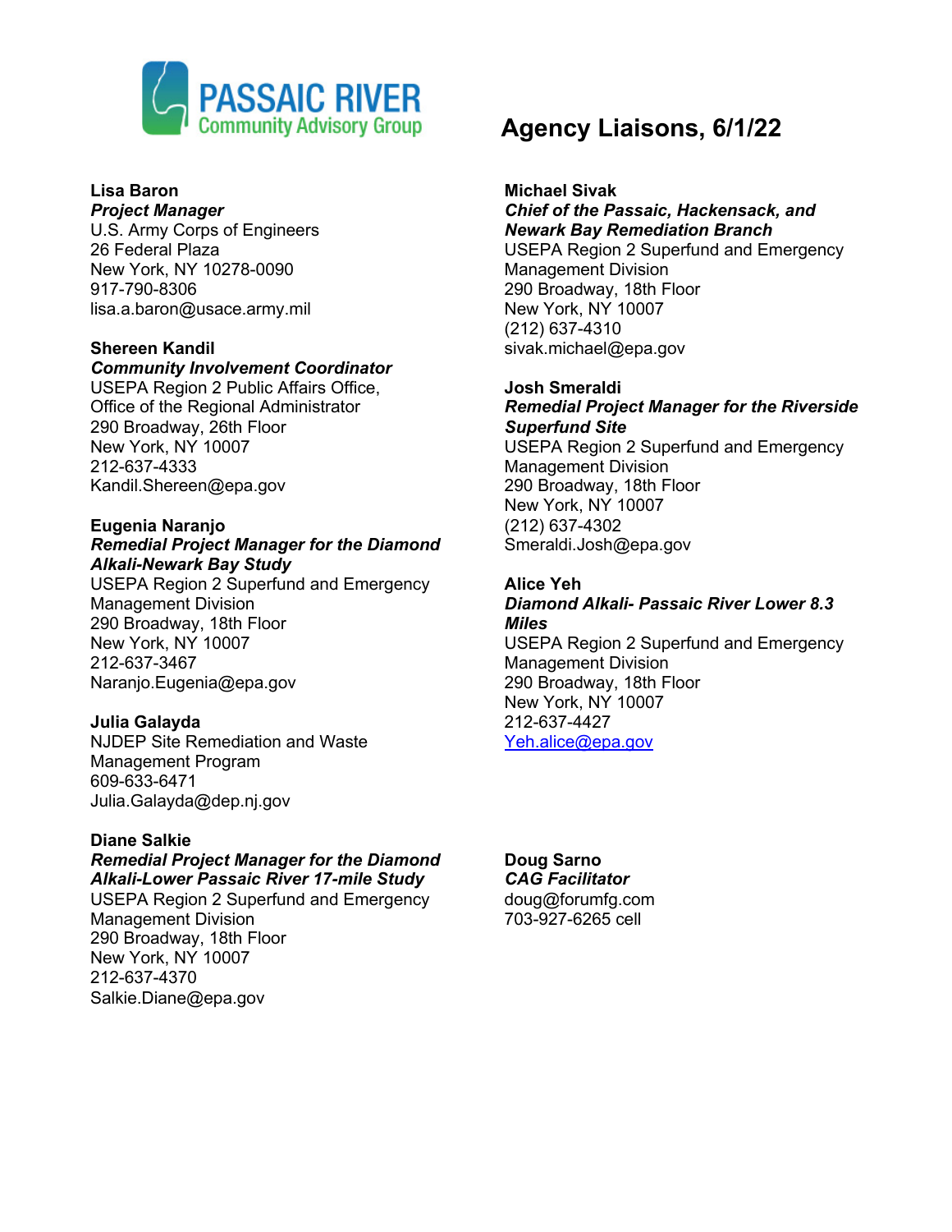PASSAIC RIVER Community Advisory Group

# Agency Liaisons, 6/1/22

**Lisa Baron**
***Project Manager***
U.S. Army Corps of Engineers
26 Federal Plaza
New York, NY 10278-0090
917-790-8306
lisa.a.baron@usace.army.mil

**Shereen Kandil**
***Community Involvement Coordinator***
USEPA Region 2 Public Affairs Office, Office of the Regional Administrator
290 Broadway, 26th Floor
New York, NY 10007
212-637-4333
Kandil.Shereen@epa.gov

**Eugenia Naranjo**
***Remedial Project Manager for the Diamond Alkali-Newark Bay Study***
USEPA Region 2 Superfund and Emergency Management Division
290 Broadway, 18th Floor
New York, NY 10007
212-637-3467
Naranjo.Eugenia@epa.gov

**Julia Galayda**
NJDEP Site Remediation and Waste Management Program
609-633-6471
Julia.Galayda@dep.nj.gov

**Diane Salkie**
***Remedial Project Manager for the Diamond Alkali-Lower Passaic River 17-mile Study***
USEPA Region 2 Superfund and Emergency Management Division
290 Broadway, 18th Floor
New York, NY 10007
212-637-4370
Salkie.Diane@epa.gov

**Michael Sivak**
***Chief of the Passaic, Hackensack, and Newark Bay Remediation Branch***
USEPA Region 2 Superfund and Emergency Management Division
290 Broadway, 18th Floor
New York, NY 10007
(212) 637-4310
sivak.michael@epa.gov

**Josh Smeraldi**
***Remedial Project Manager for the Riverside Superfund Site***
USEPA Region 2 Superfund and Emergency Management Division
290 Broadway, 18th Floor
New York, NY 10007
(212) 637-4302
Smeraldi.Josh@epa.gov

**Alice Yeh**
***Diamond Alkali- Passaic River Lower 8.3 Miles***
USEPA Region 2 Superfund and Emergency Management Division
290 Broadway, 18th Floor
New York, NY 10007
212-637-4427
Yeh.alice@epa.gov

**Doug Sarno**
***CAG Facilitator***
doug@forumfg.com
703-927-6265 cell